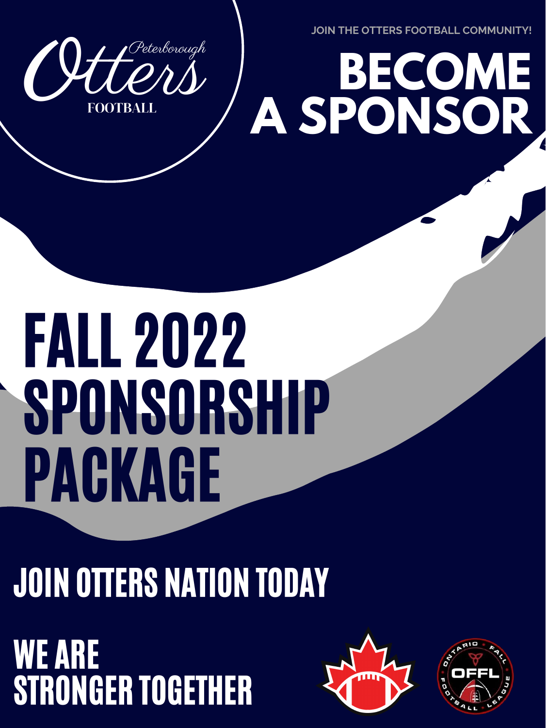Peterborough Otters FOOTBALL

JOIN THE OTTERS FOOTBALL COMMUNITY!

# BECOME A SPONSOR

# FALL 2022 SPONSORSHIP PACKAGE

## JOIN OTTERS NATION TODAY

## WE ARE STRONGER TOGETHER

ONTARIO FALL FOOTBALL LEAGUE
OFFL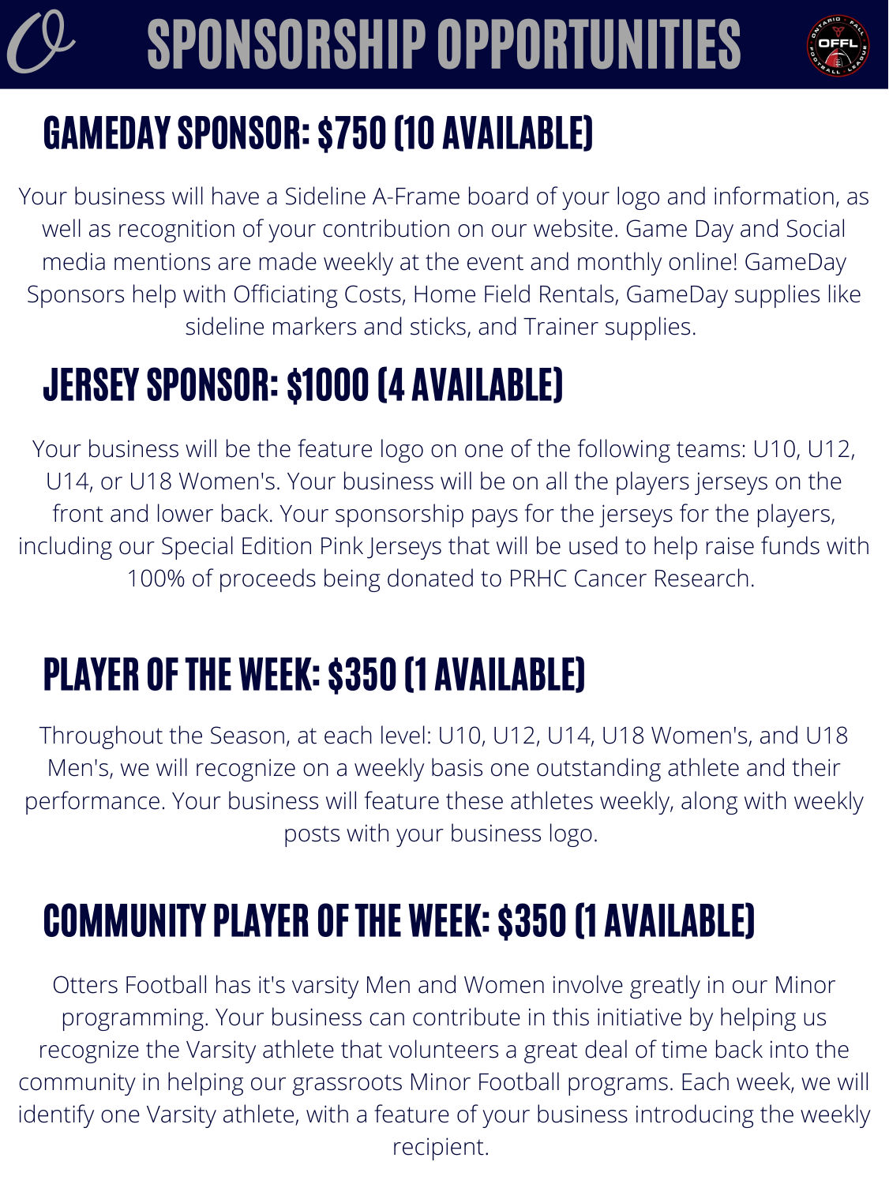# SPONSORSHIP OPPORTUNITIES

## GAMEDAY SPONSOR: $750 (10 AVAILABLE)

Your business will have a Sideline A-Frame board of your logo and information, as well as recognition of your contribution on our website. Game Day and Social media mentions are made weekly at the event and monthly online! GameDay Sponsors help with Officiating Costs, Home Field Rentals, GameDay supplies like sideline markers and sticks, and Trainer supplies.

## JERSEY SPONSOR: $1000 (4 AVAILABLE)

Your business will be the feature logo on one of the following teams: U10, U12, U14, or U18 Women's. Your business will be on all the players jerseys on the front and lower back. Your sponsorship pays for the jerseys for the players, including our Special Edition Pink Jerseys that will be used to help raise funds with 100% of proceeds being donated to PRHC Cancer Research.

## PLAYER OF THE WEEK: $350 (1 AVAILABLE)

Throughout the Season, at each level: U10, U12, U14, U18 Women's, and U18 Men's, we will recognize on a weekly basis one outstanding athlete and their performance. Your business will feature these athletes weekly, along with weekly posts with your business logo.

## COMMUNITY PLAYER OF THE WEEK: $350 (1 AVAILABLE)

Otters Football has it's varsity Men and Women involve greatly in our Minor programming. Your business can contribute in this initiative by helping us recognize the Varsity athlete that volunteers a great deal of time back into the community in helping our grassroots Minor Football programs. Each week, we will identify one Varsity athlete, with a feature of your business introducing the weekly recipient.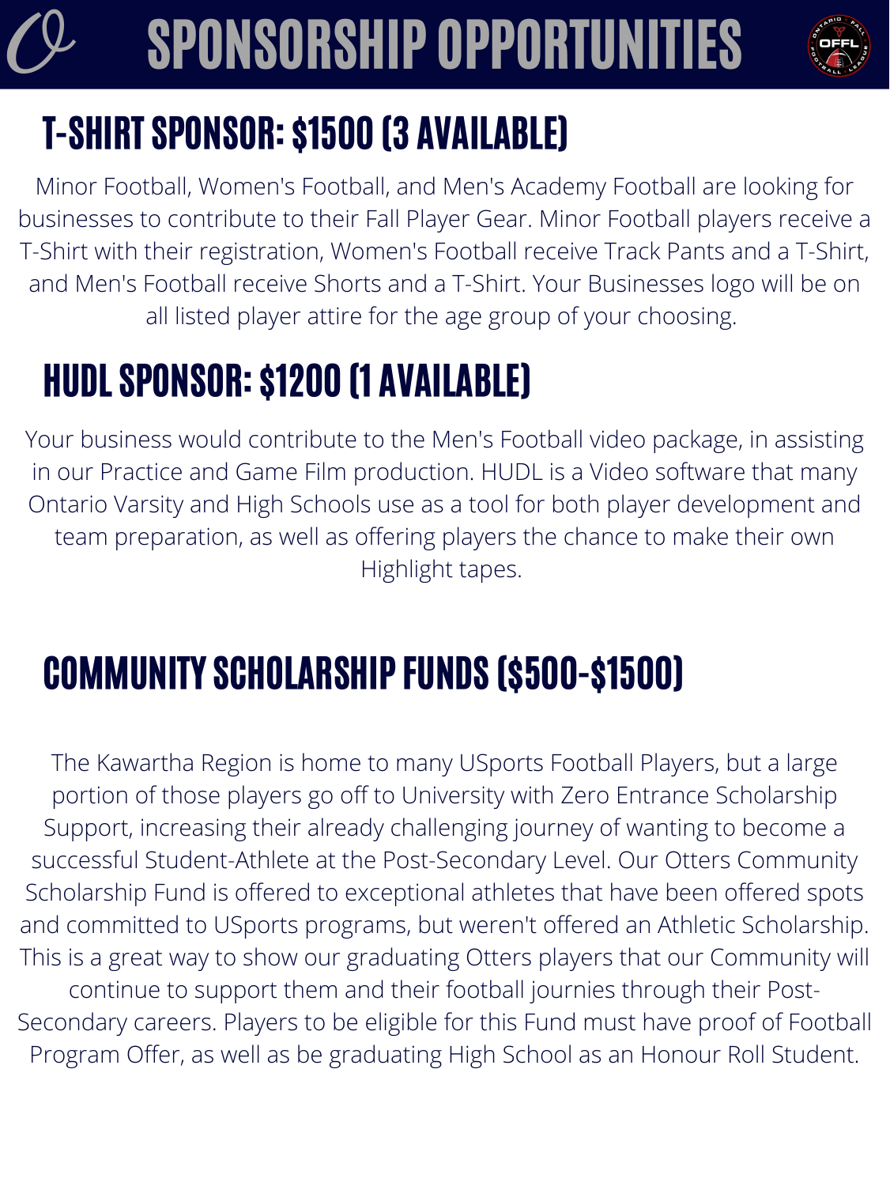# SPONSORSHIP OPPORTUNITIES

## T-SHIRT SPONSOR: $1500 (3 AVAILABLE)

Minor Football, Women's Football, and Men's Academy Football are looking for businesses to contribute to their Fall Player Gear. Minor Football players receive a T-Shirt with their registration, Women's Football receive Track Pants and a T-Shirt, and Men's Football receive Shorts and a T-Shirt. Your Businesses logo will be on all listed player attire for the age group of your choosing.

## HUDL SPONSOR: $1200 (1 AVAILABLE)

Your business would contribute to the Men's Football video package, in assisting in our Practice and Game Film production. HUDL is a Video software that many Ontario Varsity and High Schools use as a tool for both player development and team preparation, as well as offering players the chance to make their own Highlight tapes.

## COMMUNITY SCHOLARSHIP FUNDS ($500-$1500)

The Kawartha Region is home to many USports Football Players, but a large portion of those players go off to University with Zero Entrance Scholarship Support, increasing their already challenging journey of wanting to become a successful Student-Athlete at the Post-Secondary Level. Our Otters Community Scholarship Fund is offered to exceptional athletes that have been offered spots and committed to USports programs, but weren't offered an Athletic Scholarship. This is a great way to show our graduating Otters players that our Community will continue to support them and their football journies through their Post-Secondary careers. Players to be eligible for this Fund must have proof of Football Program Offer, as well as be graduating High School as an Honour Roll Student.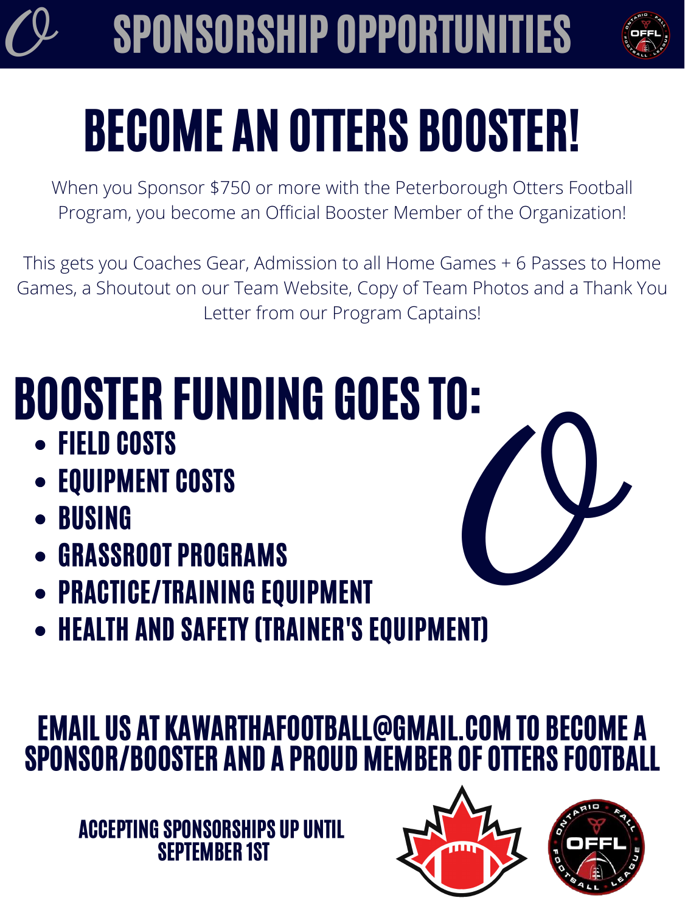# SPONSORSHIP OPPORTUNITIES

## BECOME AN OTTERS BOOSTER!

When you Sponsor $750 or more with the Peterborough Otters Football Program, you become an Official Booster Member of the Organization!

This gets you Coaches Gear, Admission to all Home Games + 6 Passes to Home Games, a Shoutout on our Team Website, Copy of Team Photos and a Thank You Letter from our Program Captains!

## BOOSTER FUNDING GOES TO:

- FIELD COSTS
- EQUIPMENT COSTS
- BUSING
- GRASSROOT PROGRAMS
- PRACTICE/TRAINING EQUIPMENT
- HEALTH AND SAFETY (TRAINER'S EQUIPMENT)

**EMAIL US AT KAWARTHAFOOTBALL@GMAIL.COM TO BECOME A SPONSOR/BOOSTER AND A PROUD MEMBER OF OTTERS FOOTBALL**

**ACCEPTING SPONSORSHIPS UP UNTIL SEPTEMBER 1ST**